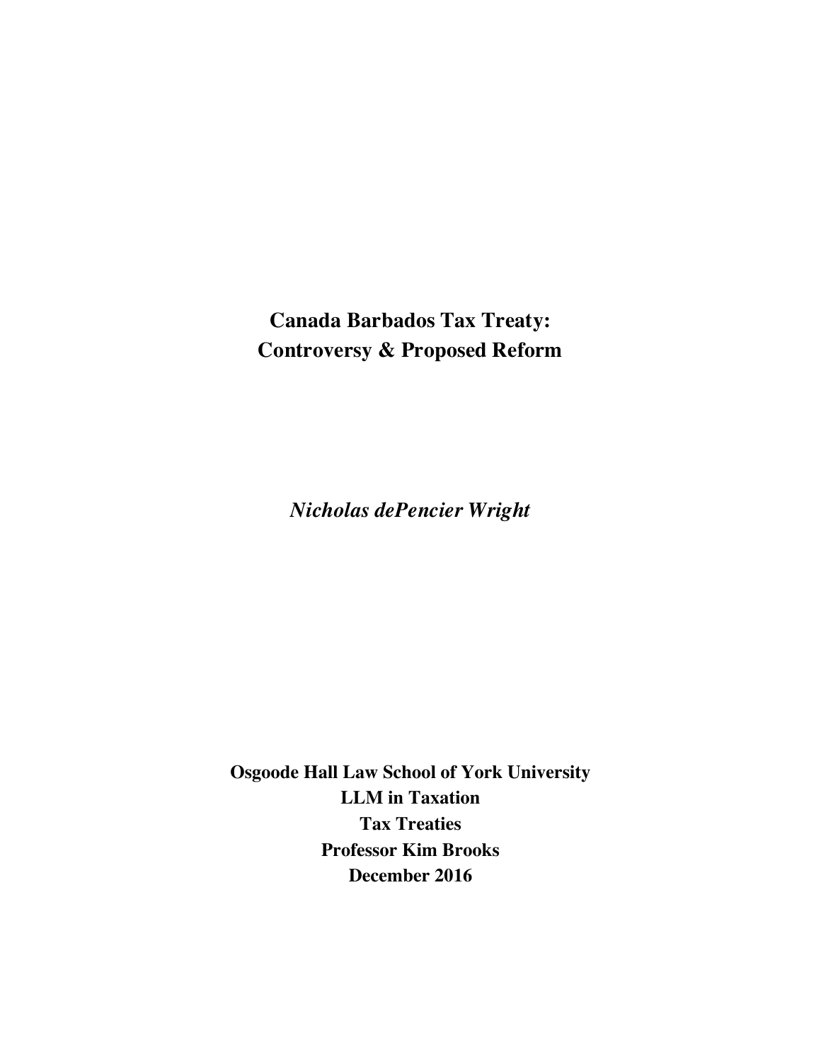# Canada Barbados Tax Treaty: Controversy & Proposed Reform

*Nicholas dePencier Wright*

**Osgoode Hall Law School of York University**
**LLM in Taxation**
**Tax Treaties**
**Professor Kim Brooks**
**December 2016**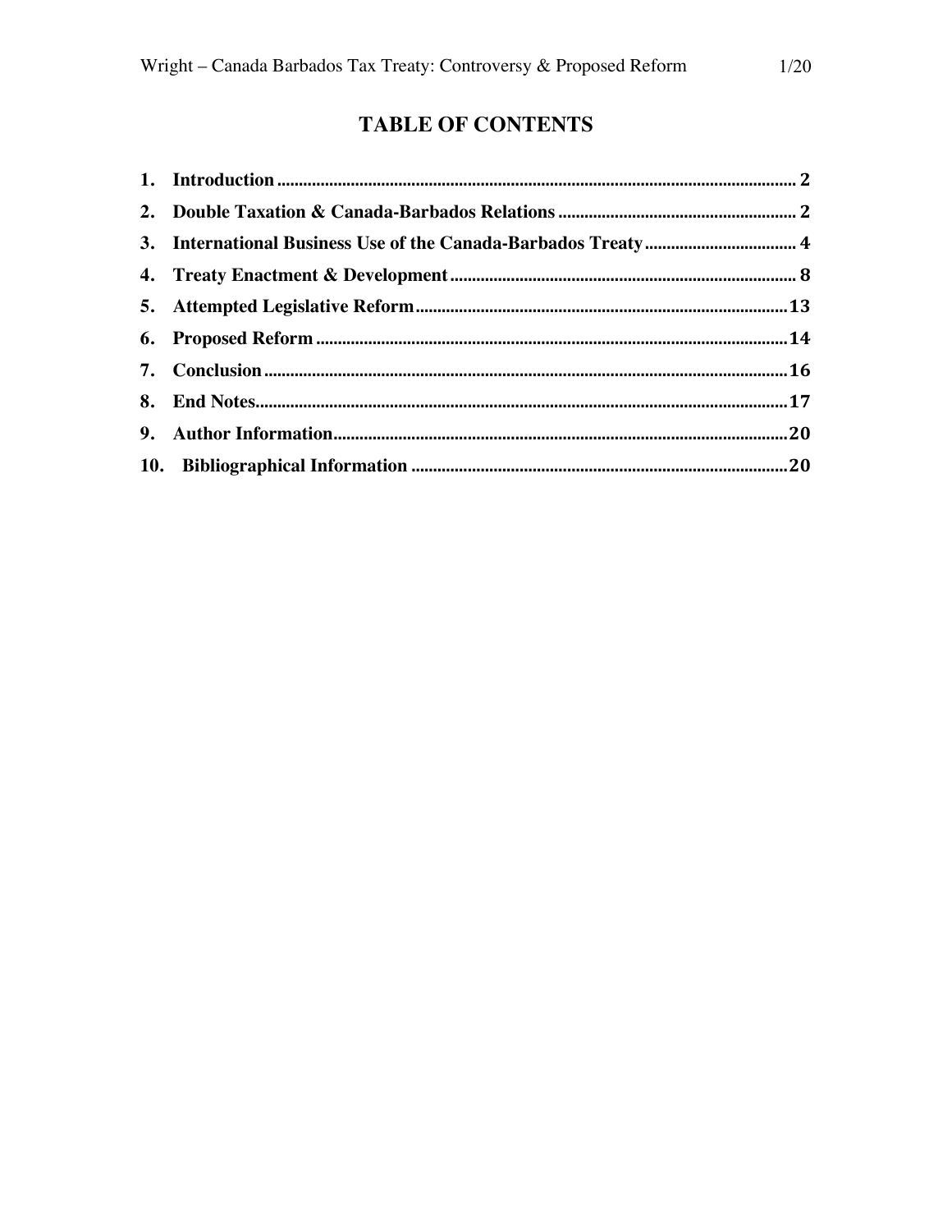# TABLE OF CONTENTS

1. **Introduction** ........................................ 2
2. **Double Taxation & Canada-Barbados Relations** ........................................ 2
3. **International Business Use of the Canada-Barbados Treaty** ........................................ 4
4. **Treaty Enactment & Development** ........................................ 8
5. **Attempted Legislative Reform** ........................................ 13
6. **Proposed Reform** ........................................ 14
7. **Conclusion** ........................................ 16
8. **End Notes** ........................................ 17
9. **Author Information** ........................................ 20
10. **Bibliographical Information** ........................................ 20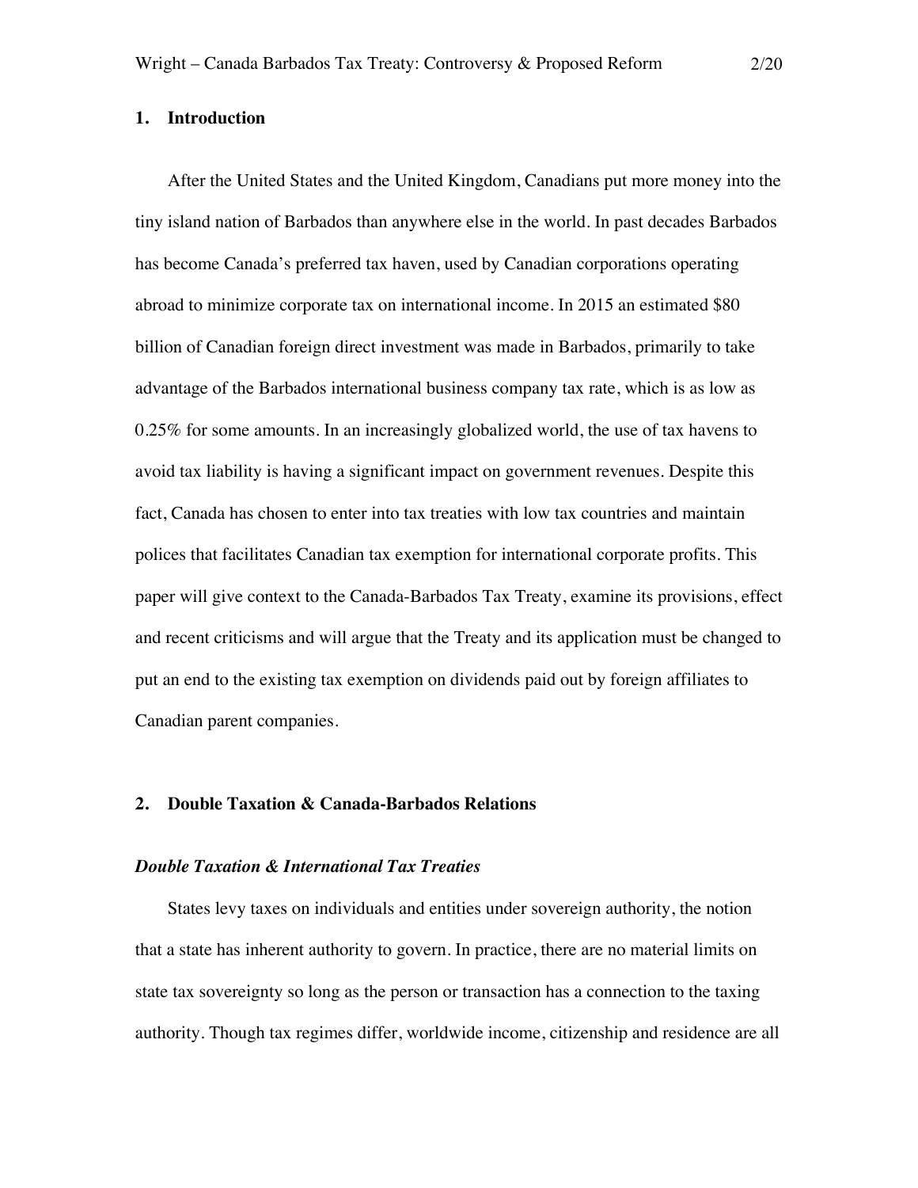## 1. Introduction

After the United States and the United Kingdom, Canadians put more money into the tiny island nation of Barbados than anywhere else in the world. In past decades Barbados has become Canada's preferred tax haven, used by Canadian corporations operating abroad to minimize corporate tax on international income. In 2015 an estimated $80 billion of Canadian foreign direct investment was made in Barbados, primarily to take advantage of the Barbados international business company tax rate, which is as low as 0.25% for some amounts. In an increasingly globalized world, the use of tax havens to avoid tax liability is having a significant impact on government revenues. Despite this fact, Canada has chosen to enter into tax treaties with low tax countries and maintain polices that facilitates Canadian tax exemption for international corporate profits. This paper will give context to the Canada-Barbados Tax Treaty, examine its provisions, effect and recent criticisms and will argue that the Treaty and its application must be changed to put an end to the existing tax exemption on dividends paid out by foreign affiliates to Canadian parent companies.

## 2. Double Taxation & Canada-Barbados Relations

### *Double Taxation & International Tax Treaties*

States levy taxes on individuals and entities under sovereign authority, the notion that a state has inherent authority to govern. In practice, there are no material limits on state tax sovereignty so long as the person or transaction has a connection to the taxing authority. Though tax regimes differ, worldwide income, citizenship and residence are all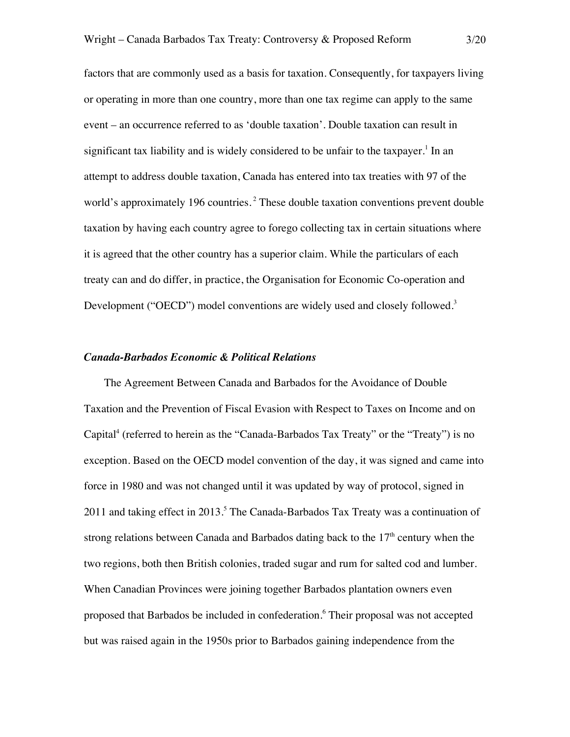factors that are commonly used as a basis for taxation. Consequently, for taxpayers living or operating in more than one country, more than one tax regime can apply to the same event – an occurrence referred to as 'double taxation'. Double taxation can result in significant tax liability and is widely considered to be unfair to the taxpayer.[1] In an attempt to address double taxation, Canada has entered into tax treaties with 97 of the world's approximately 196 countries.[2] These double taxation conventions prevent double taxation by having each country agree to forego collecting tax in certain situations where it is agreed that the other country has a superior claim. While the particulars of each treaty can and do differ, in practice, the Organisation for Economic Co-operation and Development ("OECD") model conventions are widely used and closely followed.[3]

### *Canada-Barbados Economic & Political Relations*

The Agreement Between Canada and Barbados for the Avoidance of Double Taxation and the Prevention of Fiscal Evasion with Respect to Taxes on Income and on Capital[4] (referred to herein as the "Canada-Barbados Tax Treaty" or the "Treaty") is no exception. Based on the OECD model convention of the day, it was signed and came into force in 1980 and was not changed until it was updated by way of protocol, signed in 2011 and taking effect in 2013.[5] The Canada-Barbados Tax Treaty was a continuation of strong relations between Canada and Barbados dating back to the 17th century when the two regions, both then British colonies, traded sugar and rum for salted cod and lumber. When Canadian Provinces were joining together Barbados plantation owners even proposed that Barbados be included in confederation.[6] Their proposal was not accepted but was raised again in the 1950s prior to Barbados gaining independence from the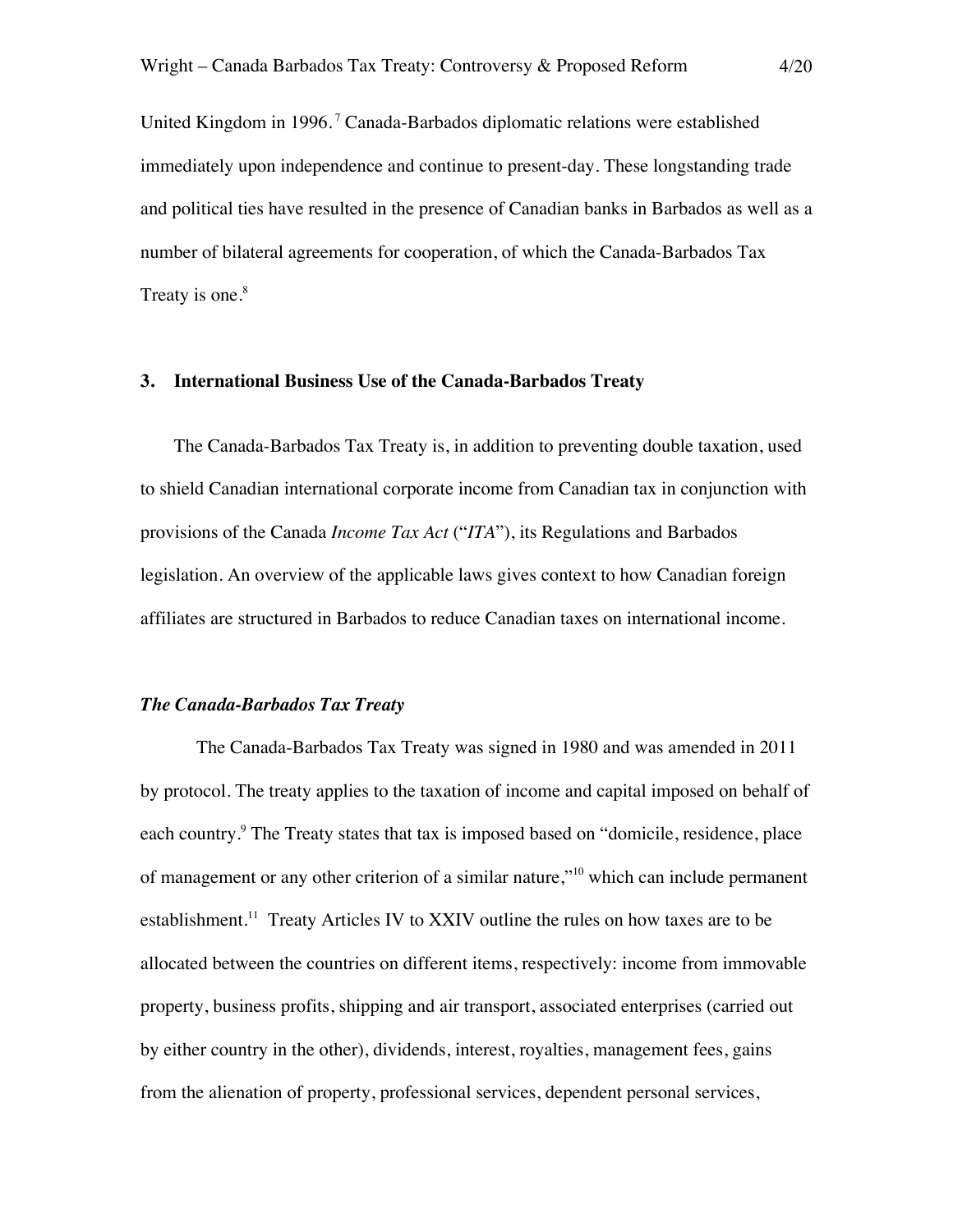United Kingdom in 1996.[7] Canada-Barbados diplomatic relations were established immediately upon independence and continue to present-day. These longstanding trade and political ties have resulted in the presence of Canadian banks in Barbados as well as a number of bilateral agreements for cooperation, of which the Canada-Barbados Tax Treaty is one.[8]

## 3. International Business Use of the Canada-Barbados Treaty

The Canada-Barbados Tax Treaty is, in addition to preventing double taxation, used to shield Canadian international corporate income from Canadian tax in conjunction with provisions of the Canada *Income Tax Act* ("*ITA*"), its Regulations and Barbados legislation. An overview of the applicable laws gives context to how Canadian foreign affiliates are structured in Barbados to reduce Canadian taxes on international income.

### *The Canada-Barbados Tax Treaty*

The Canada-Barbados Tax Treaty was signed in 1980 and was amended in 2011 by protocol. The treaty applies to the taxation of income and capital imposed on behalf of each country.[9] The Treaty states that tax is imposed based on "domicile, residence, place of management or any other criterion of a similar nature,"[10] which can include permanent establishment.[11] Treaty Articles IV to XXIV outline the rules on how taxes are to be allocated between the countries on different items, respectively: income from immovable property, business profits, shipping and air transport, associated enterprises (carried out by either country in the other), dividends, interest, royalties, management fees, gains from the alienation of property, professional services, dependent personal services,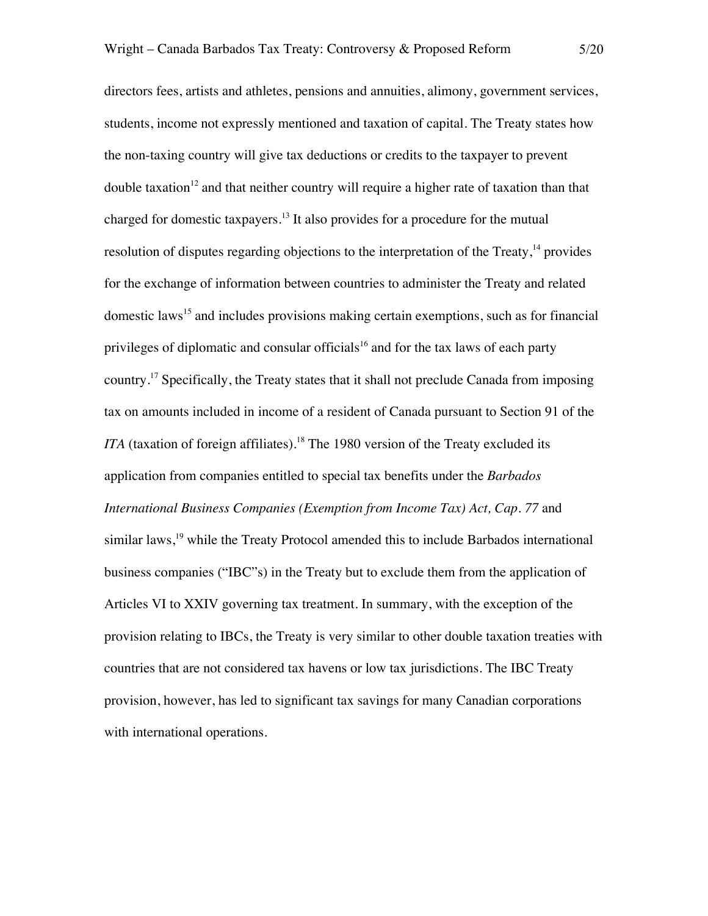directors fees, artists and athletes, pensions and annuities, alimony, government services, students, income not expressly mentioned and taxation of capital. The Treaty states how the non-taxing country will give tax deductions or credits to the taxpayer to prevent double taxation[12] and that neither country will require a higher rate of taxation than that charged for domestic taxpayers.[13] It also provides for a procedure for the mutual resolution of disputes regarding objections to the interpretation of the Treaty,[14] provides for the exchange of information between countries to administer the Treaty and related domestic laws[15] and includes provisions making certain exemptions, such as for financial privileges of diplomatic and consular officials[16] and for the tax laws of each party country.[17] Specifically, the Treaty states that it shall not preclude Canada from imposing tax on amounts included in income of a resident of Canada pursuant to Section 91 of the *ITA* (taxation of foreign affiliates).[18] The 1980 version of the Treaty excluded its application from companies entitled to special tax benefits under the *Barbados International Business Companies (Exemption from Income Tax) Act, Cap. 77* and similar laws,[19] while the Treaty Protocol amended this to include Barbados international business companies ("IBC"s) in the Treaty but to exclude them from the application of Articles VI to XXIV governing tax treatment. In summary, with the exception of the provision relating to IBCs, the Treaty is very similar to other double taxation treaties with countries that are not considered tax havens or low tax jurisdictions. The IBC Treaty provision, however, has led to significant tax savings for many Canadian corporations with international operations.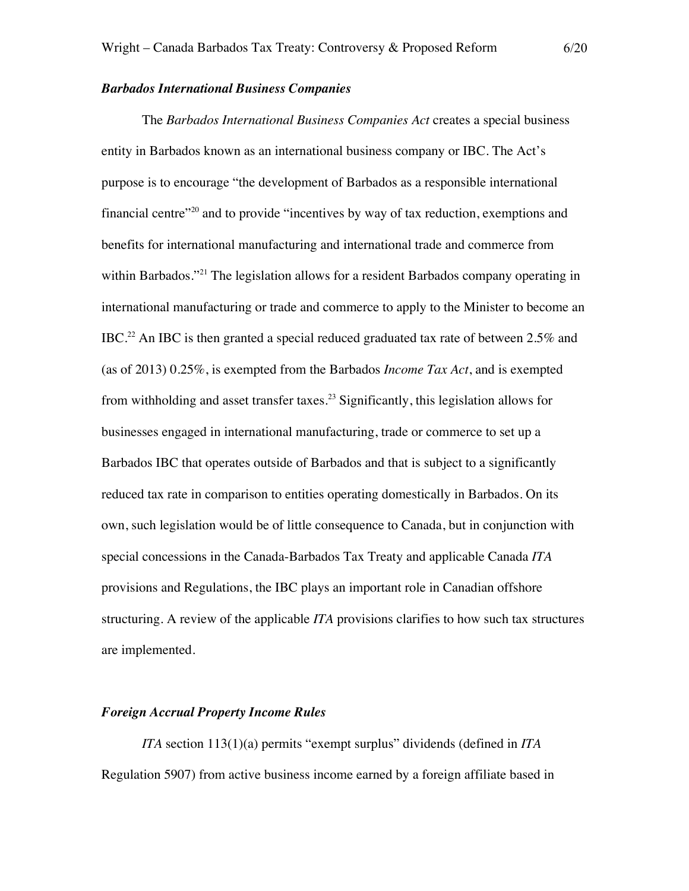### *Barbados International Business Companies*

The *Barbados International Business Companies Act* creates a special business entity in Barbados known as an international business company or IBC. The Act's purpose is to encourage "the development of Barbados as a responsible international financial centre"[20] and to provide "incentives by way of tax reduction, exemptions and benefits for international manufacturing and international trade and commerce from within Barbados."[21] The legislation allows for a resident Barbados company operating in international manufacturing or trade and commerce to apply to the Minister to become an IBC.[22] An IBC is then granted a special reduced graduated tax rate of between 2.5% and (as of 2013) 0.25%, is exempted from the Barbados *Income Tax Act*, and is exempted from withholding and asset transfer taxes.[23] Significantly, this legislation allows for businesses engaged in international manufacturing, trade or commerce to set up a Barbados IBC that operates outside of Barbados and that is subject to a significantly reduced tax rate in comparison to entities operating domestically in Barbados. On its own, such legislation would be of little consequence to Canada, but in conjunction with special concessions in the Canada-Barbados Tax Treaty and applicable Canada *ITA* provisions and Regulations, the IBC plays an important role in Canadian offshore structuring. A review of the applicable *ITA* provisions clarifies to how such tax structures are implemented.

### *Foreign Accrual Property Income Rules*

*ITA* section 113(1)(a) permits "exempt surplus" dividends (defined in *ITA* Regulation 5907) from active business income earned by a foreign affiliate based in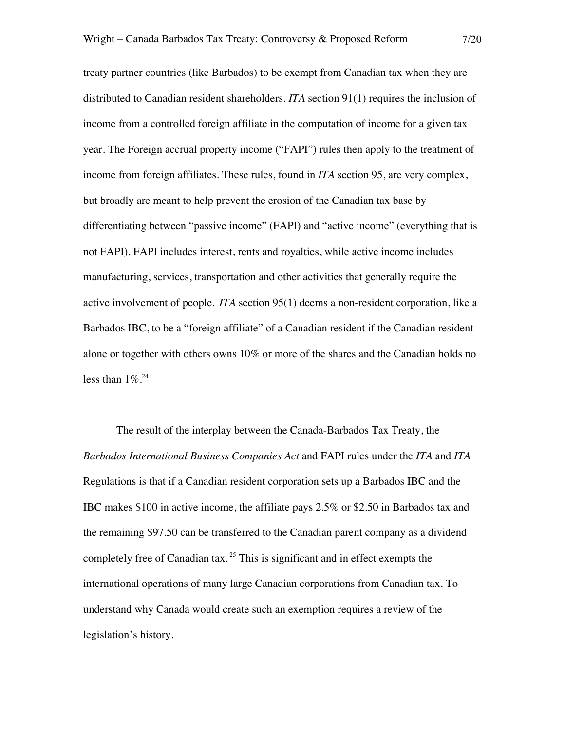treaty partner countries (like Barbados) to be exempt from Canadian tax when they are distributed to Canadian resident shareholders. *ITA* section 91(1) requires the inclusion of income from a controlled foreign affiliate in the computation of income for a given tax year. The Foreign accrual property income ("FAPI") rules then apply to the treatment of income from foreign affiliates. These rules, found in *ITA* section 95, are very complex, but broadly are meant to help prevent the erosion of the Canadian tax base by differentiating between "passive income" (FAPI) and "active income" (everything that is not FAPI). FAPI includes interest, rents and royalties, while active income includes manufacturing, services, transportation and other activities that generally require the active involvement of people. *ITA* section 95(1) deems a non-resident corporation, like a Barbados IBC, to be a "foreign affiliate" of a Canadian resident if the Canadian resident alone or together with others owns 10% or more of the shares and the Canadian holds no less than 1%.[24]

The result of the interplay between the Canada-Barbados Tax Treaty, the *Barbados International Business Companies Act* and FAPI rules under the *ITA* and *ITA* Regulations is that if a Canadian resident corporation sets up a Barbados IBC and the IBC makes $100 in active income, the affiliate pays 2.5% or $2.50 in Barbados tax and the remaining $97.50 can be transferred to the Canadian parent company as a dividend completely free of Canadian tax.[25] This is significant and in effect exempts the international operations of many large Canadian corporations from Canadian tax. To understand why Canada would create such an exemption requires a review of the legislation's history.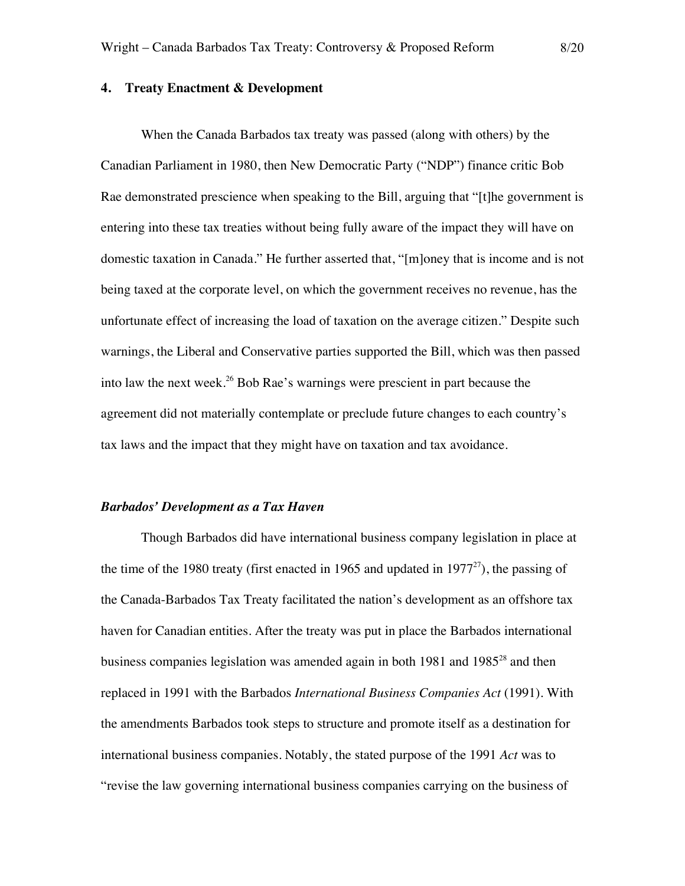## 4. Treaty Enactment & Development

When the Canada Barbados tax treaty was passed (along with others) by the Canadian Parliament in 1980, then New Democratic Party ("NDP") finance critic Bob Rae demonstrated prescience when speaking to the Bill, arguing that "[t]he government is entering into these tax treaties without being fully aware of the impact they will have on domestic taxation in Canada." He further asserted that, "[m]oney that is income and is not being taxed at the corporate level, on which the government receives no revenue, has the unfortunate effect of increasing the load of taxation on the average citizen." Despite such warnings, the Liberal and Conservative parties supported the Bill, which was then passed into law the next week.[26] Bob Rae's warnings were prescient in part because the agreement did not materially contemplate or preclude future changes to each country's tax laws and the impact that they might have on taxation and tax avoidance.

### *Barbados' Development as a Tax Haven*

Though Barbados did have international business company legislation in place at the time of the 1980 treaty (first enacted in 1965 and updated in 1977[27]), the passing of the Canada-Barbados Tax Treaty facilitated the nation's development as an offshore tax haven for Canadian entities. After the treaty was put in place the Barbados international business companies legislation was amended again in both 1981 and 1985[28] and then replaced in 1991 with the Barbados *International Business Companies Act* (1991). With the amendments Barbados took steps to structure and promote itself as a destination for international business companies. Notably, the stated purpose of the 1991 *Act* was to "revise the law governing international business companies carrying on the business of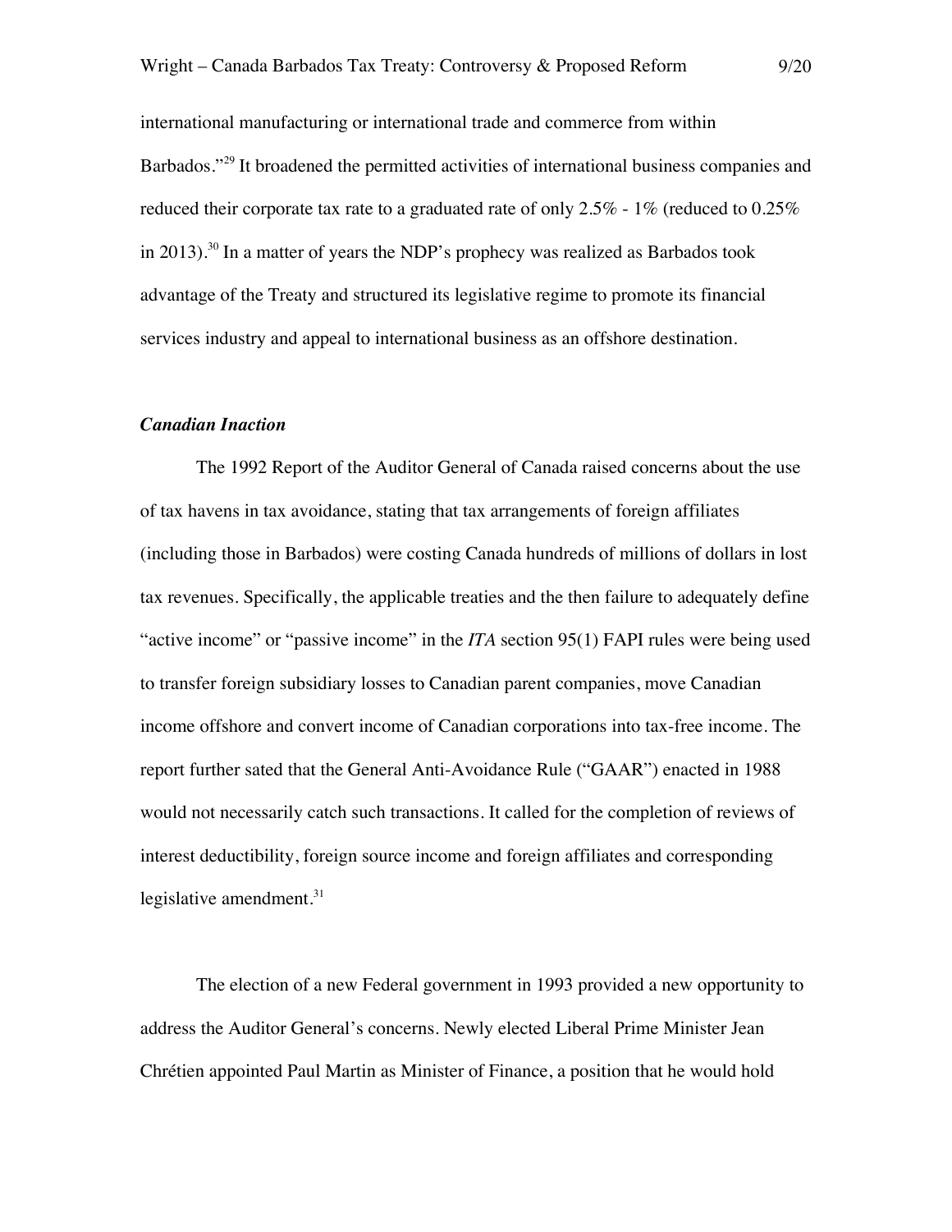international manufacturing or international trade and commerce from within Barbados."[29] It broadened the permitted activities of international business companies and reduced their corporate tax rate to a graduated rate of only 2.5% - 1% (reduced to 0.25% in 2013).[30] In a matter of years the NDP's prophecy was realized as Barbados took advantage of the Treaty and structured its legislative regime to promote its financial services industry and appeal to international business as an offshore destination.

### *Canadian Inaction*

The 1992 Report of the Auditor General of Canada raised concerns about the use of tax havens in tax avoidance, stating that tax arrangements of foreign affiliates (including those in Barbados) were costing Canada hundreds of millions of dollars in lost tax revenues. Specifically, the applicable treaties and the then failure to adequately define "active income" or "passive income" in the *ITA* section 95(1) FAPI rules were being used to transfer foreign subsidiary losses to Canadian parent companies, move Canadian income offshore and convert income of Canadian corporations into tax-free income. The report further sated that the General Anti-Avoidance Rule ("GAAR") enacted in 1988 would not necessarily catch such transactions. It called for the completion of reviews of interest deductibility, foreign source income and foreign affiliates and corresponding legislative amendment.[31]

The election of a new Federal government in 1993 provided a new opportunity to address the Auditor General's concerns. Newly elected Liberal Prime Minister Jean Chrétien appointed Paul Martin as Minister of Finance, a position that he would hold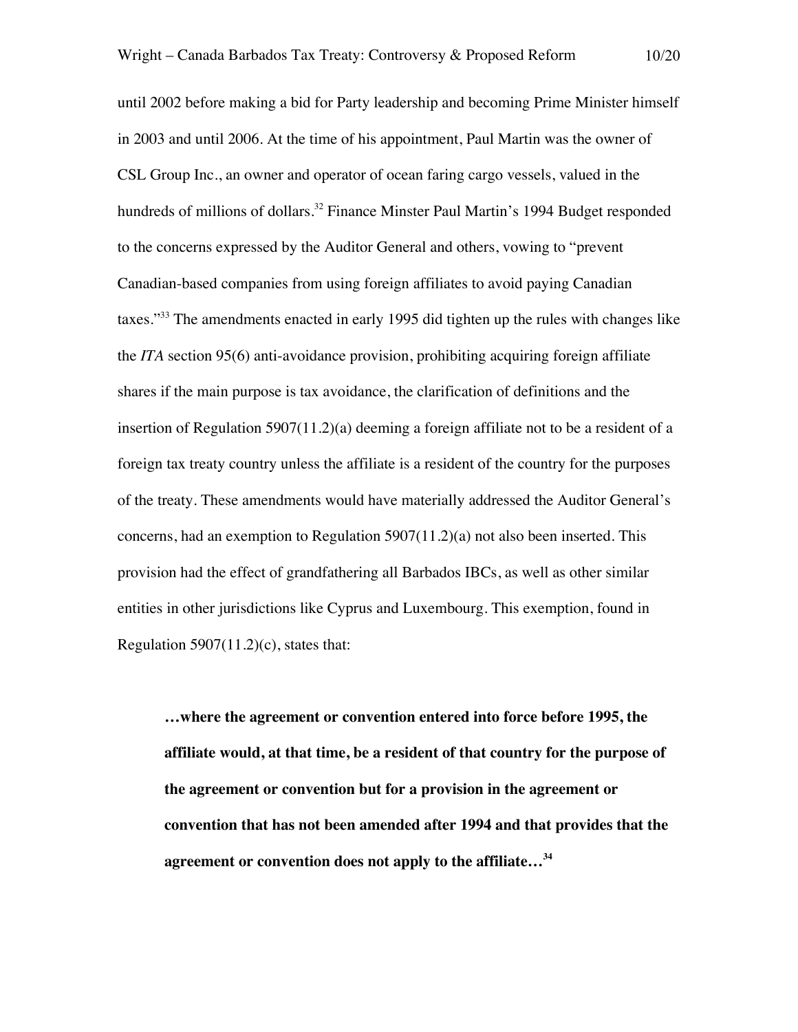until 2002 before making a bid for Party leadership and becoming Prime Minister himself in 2003 and until 2006. At the time of his appointment, Paul Martin was the owner of CSL Group Inc., an owner and operator of ocean faring cargo vessels, valued in the hundreds of millions of dollars.[32] Finance Minster Paul Martin's 1994 Budget responded to the concerns expressed by the Auditor General and others, vowing to "prevent Canadian-based companies from using foreign affiliates to avoid paying Canadian taxes."[33] The amendments enacted in early 1995 did tighten up the rules with changes like the *ITA* section 95(6) anti-avoidance provision, prohibiting acquiring foreign affiliate shares if the main purpose is tax avoidance, the clarification of definitions and the insertion of Regulation 5907(11.2)(a) deeming a foreign affiliate not to be a resident of a foreign tax treaty country unless the affiliate is a resident of the country for the purposes of the treaty. These amendments would have materially addressed the Auditor General's concerns, had an exemption to Regulation 5907(11.2)(a) not also been inserted. This provision had the effect of grandfathering all Barbados IBCs, as well as other similar entities in other jurisdictions like Cyprus and Luxembourg. This exemption, found in Regulation 5907(11.2)(c), states that:

> **…where the agreement or convention entered into force before 1995, the affiliate would, at that time, be a resident of that country for the purpose of the agreement or convention but for a provision in the agreement or convention that has not been amended after 1994 and that provides that the agreement or convention does not apply to the affiliate…**[34]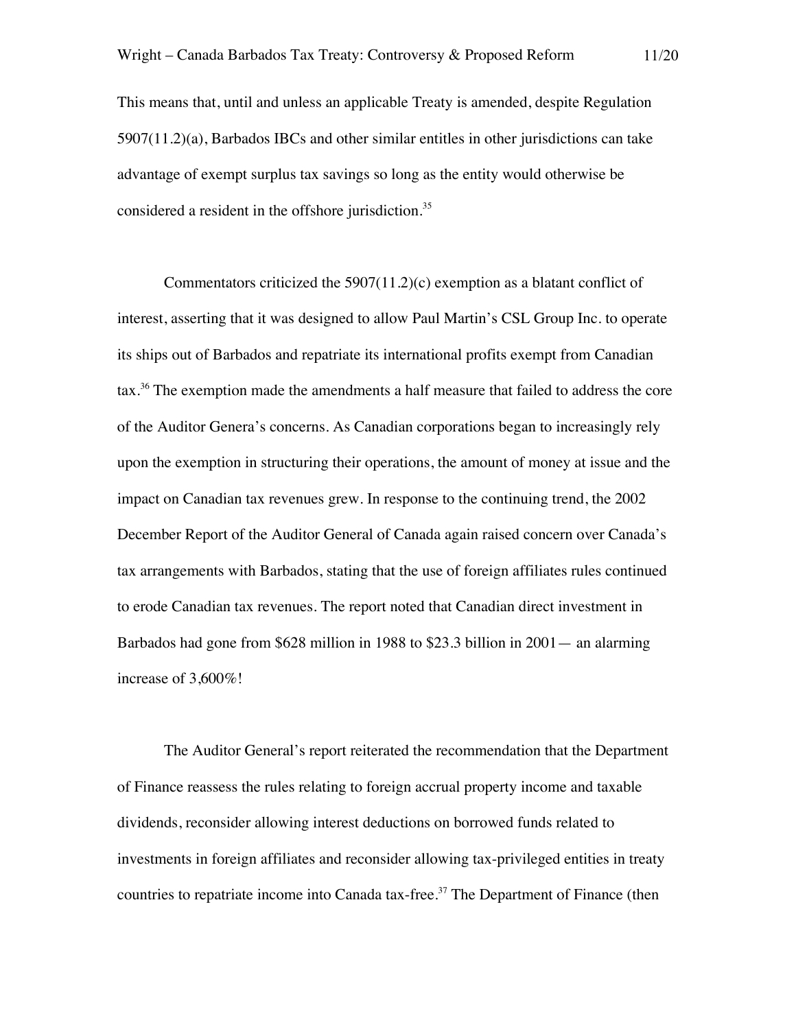This means that, until and unless an applicable Treaty is amended, despite Regulation 5907(11.2)(a), Barbados IBCs and other similar entitles in other jurisdictions can take advantage of exempt surplus tax savings so long as the entity would otherwise be considered a resident in the offshore jurisdiction.[35]

Commentators criticized the 5907(11.2)(c) exemption as a blatant conflict of interest, asserting that it was designed to allow Paul Martin's CSL Group Inc. to operate its ships out of Barbados and repatriate its international profits exempt from Canadian tax.[36] The exemption made the amendments a half measure that failed to address the core of the Auditor Genera's concerns. As Canadian corporations began to increasingly rely upon the exemption in structuring their operations, the amount of money at issue and the impact on Canadian tax revenues grew. In response to the continuing trend, the 2002 December Report of the Auditor General of Canada again raised concern over Canada's tax arrangements with Barbados, stating that the use of foreign affiliates rules continued to erode Canadian tax revenues. The report noted that Canadian direct investment in Barbados had gone from $628 million in 1988 to $23.3 billion in 2001— an alarming increase of 3,600%!

The Auditor General's report reiterated the recommendation that the Department of Finance reassess the rules relating to foreign accrual property income and taxable dividends, reconsider allowing interest deductions on borrowed funds related to investments in foreign affiliates and reconsider allowing tax-privileged entities in treaty countries to repatriate income into Canada tax-free.[37] The Department of Finance (then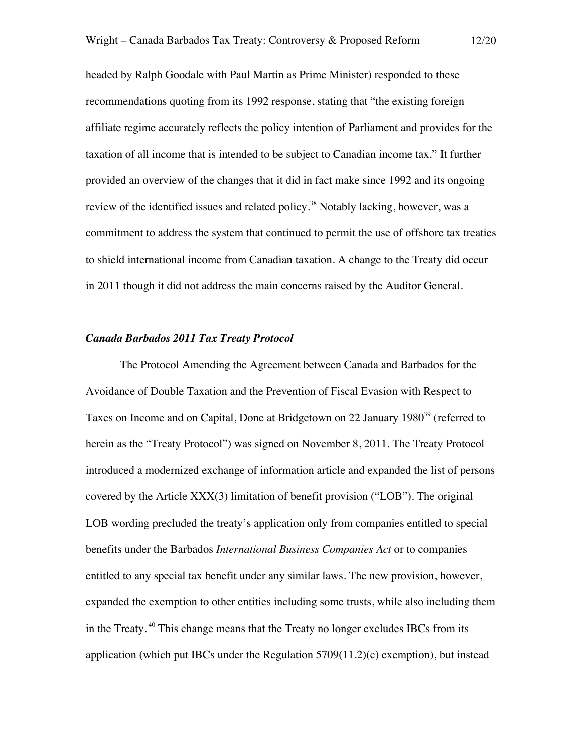headed by Ralph Goodale with Paul Martin as Prime Minister) responded to these recommendations quoting from its 1992 response, stating that "the existing foreign affiliate regime accurately reflects the policy intention of Parliament and provides for the taxation of all income that is intended to be subject to Canadian income tax." It further provided an overview of the changes that it did in fact make since 1992 and its ongoing review of the identified issues and related policy.[38] Notably lacking, however, was a commitment to address the system that continued to permit the use of offshore tax treaties to shield international income from Canadian taxation. A change to the Treaty did occur in 2011 though it did not address the main concerns raised by the Auditor General.

### *Canada Barbados 2011 Tax Treaty Protocol*

The Protocol Amending the Agreement between Canada and Barbados for the Avoidance of Double Taxation and the Prevention of Fiscal Evasion with Respect to Taxes on Income and on Capital, Done at Bridgetown on 22 January 1980[39] (referred to herein as the "Treaty Protocol") was signed on November 8, 2011. The Treaty Protocol introduced a modernized exchange of information article and expanded the list of persons covered by the Article XXX(3) limitation of benefit provision ("LOB"). The original LOB wording precluded the treaty's application only from companies entitled to special benefits under the Barbados *International Business Companies Act* or to companies entitled to any special tax benefit under any similar laws. The new provision, however, expanded the exemption to other entities including some trusts, while also including them in the Treaty.[40] This change means that the Treaty no longer excludes IBCs from its application (which put IBCs under the Regulation 5709(11.2)(c) exemption), but instead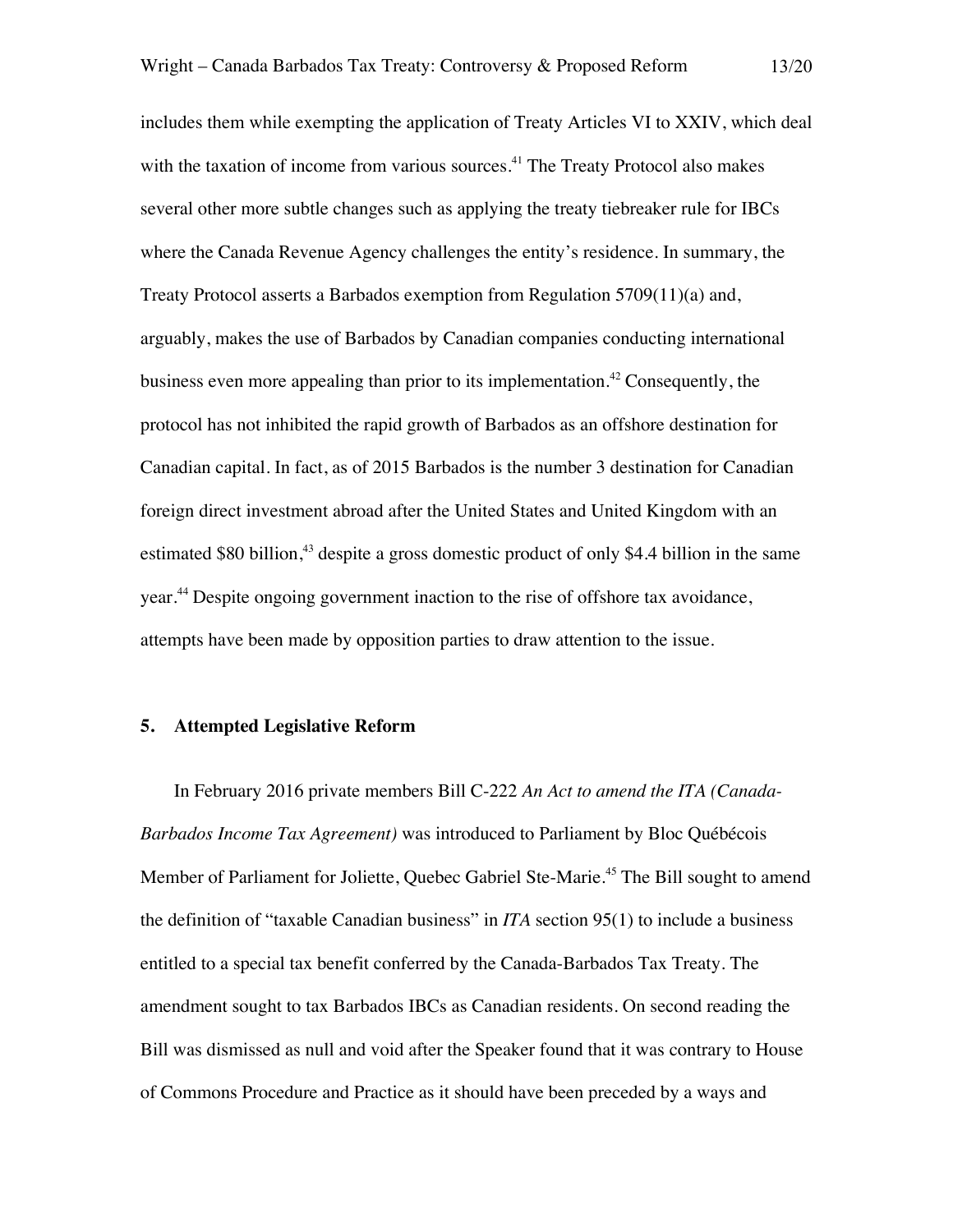includes them while exempting the application of Treaty Articles VI to XXIV, which deal with the taxation of income from various sources.[41] The Treaty Protocol also makes several other more subtle changes such as applying the treaty tiebreaker rule for IBCs where the Canada Revenue Agency challenges the entity's residence. In summary, the Treaty Protocol asserts a Barbados exemption from Regulation 5709(11)(a) and, arguably, makes the use of Barbados by Canadian companies conducting international business even more appealing than prior to its implementation.[42] Consequently, the protocol has not inhibited the rapid growth of Barbados as an offshore destination for Canadian capital. In fact, as of 2015 Barbados is the number 3 destination for Canadian foreign direct investment abroad after the United States and United Kingdom with an estimated $80 billion,[43] despite a gross domestic product of only $4.4 billion in the same year.[44] Despite ongoing government inaction to the rise of offshore tax avoidance, attempts have been made by opposition parties to draw attention to the issue.

## 5. Attempted Legislative Reform

In February 2016 private members Bill C-222 *An Act to amend the ITA (Canada-Barbados Income Tax Agreement)* was introduced to Parliament by Bloc Québécois Member of Parliament for Joliette, Quebec Gabriel Ste-Marie.[45] The Bill sought to amend the definition of "taxable Canadian business" in *ITA* section 95(1) to include a business entitled to a special tax benefit conferred by the Canada-Barbados Tax Treaty. The amendment sought to tax Barbados IBCs as Canadian residents. On second reading the Bill was dismissed as null and void after the Speaker found that it was contrary to House of Commons Procedure and Practice as it should have been preceded by a ways and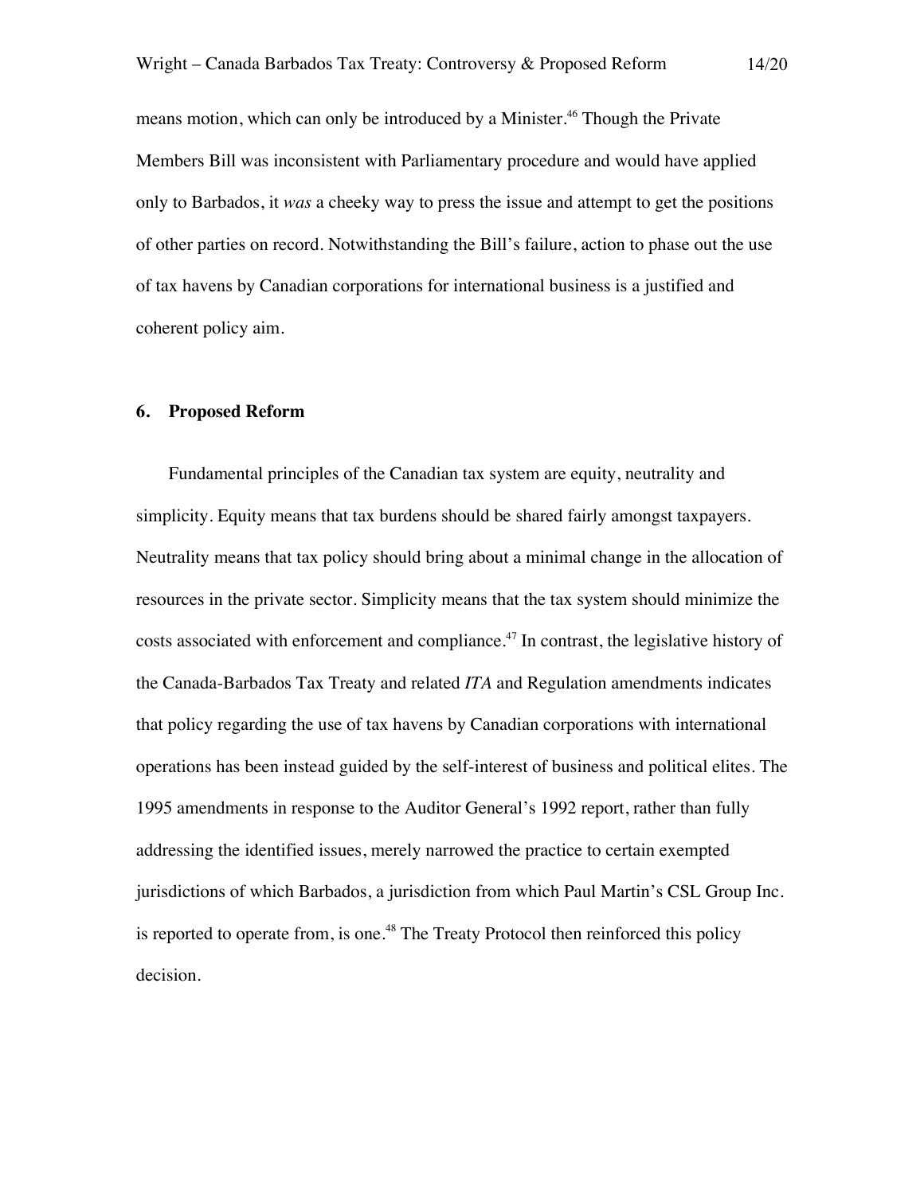means motion, which can only be introduced by a Minister.[46] Though the Private Members Bill was inconsistent with Parliamentary procedure and would have applied only to Barbados, it *was* a cheeky way to press the issue and attempt to get the positions of other parties on record. Notwithstanding the Bill's failure, action to phase out the use of tax havens by Canadian corporations for international business is a justified and coherent policy aim.

## 6. Proposed Reform

Fundamental principles of the Canadian tax system are equity, neutrality and simplicity. Equity means that tax burdens should be shared fairly amongst taxpayers. Neutrality means that tax policy should bring about a minimal change in the allocation of resources in the private sector. Simplicity means that the tax system should minimize the costs associated with enforcement and compliance.[47] In contrast, the legislative history of the Canada-Barbados Tax Treaty and related *ITA* and Regulation amendments indicates that policy regarding the use of tax havens by Canadian corporations with international operations has been instead guided by the self-interest of business and political elites. The 1995 amendments in response to the Auditor General's 1992 report, rather than fully addressing the identified issues, merely narrowed the practice to certain exempted jurisdictions of which Barbados, a jurisdiction from which Paul Martin's CSL Group Inc. is reported to operate from, is one.[48] The Treaty Protocol then reinforced this policy decision.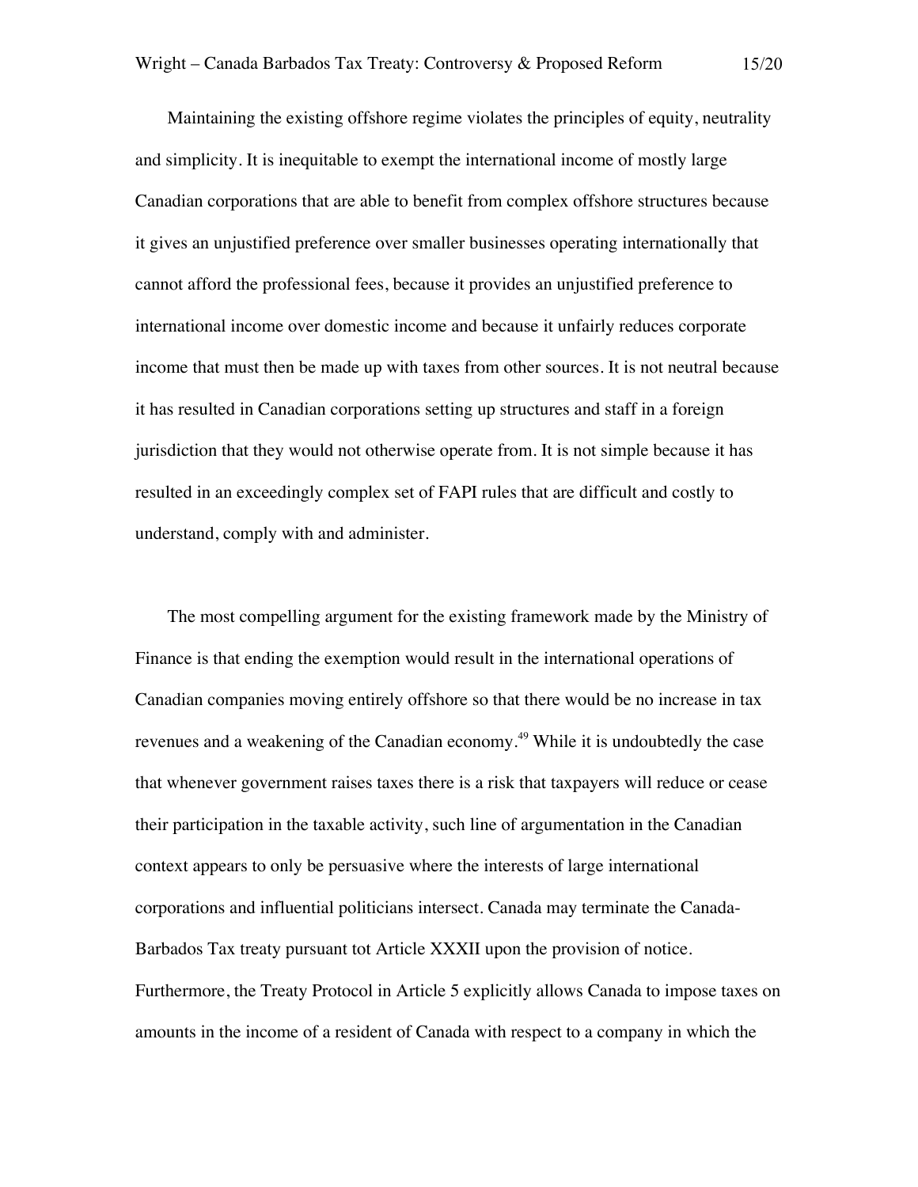Maintaining the existing offshore regime violates the principles of equity, neutrality and simplicity. It is inequitable to exempt the international income of mostly large Canadian corporations that are able to benefit from complex offshore structures because it gives an unjustified preference over smaller businesses operating internationally that cannot afford the professional fees, because it provides an unjustified preference to international income over domestic income and because it unfairly reduces corporate income that must then be made up with taxes from other sources. It is not neutral because it has resulted in Canadian corporations setting up structures and staff in a foreign jurisdiction that they would not otherwise operate from. It is not simple because it has resulted in an exceedingly complex set of FAPI rules that are difficult and costly to understand, comply with and administer.

The most compelling argument for the existing framework made by the Ministry of Finance is that ending the exemption would result in the international operations of Canadian companies moving entirely offshore so that there would be no increase in tax revenues and a weakening of the Canadian economy.[49] While it is undoubtedly the case that whenever government raises taxes there is a risk that taxpayers will reduce or cease their participation in the taxable activity, such line of argumentation in the Canadian context appears to only be persuasive where the interests of large international corporations and influential politicians intersect. Canada may terminate the Canada-Barbados Tax treaty pursuant tot Article XXXII upon the provision of notice. Furthermore, the Treaty Protocol in Article 5 explicitly allows Canada to impose taxes on amounts in the income of a resident of Canada with respect to a company in which the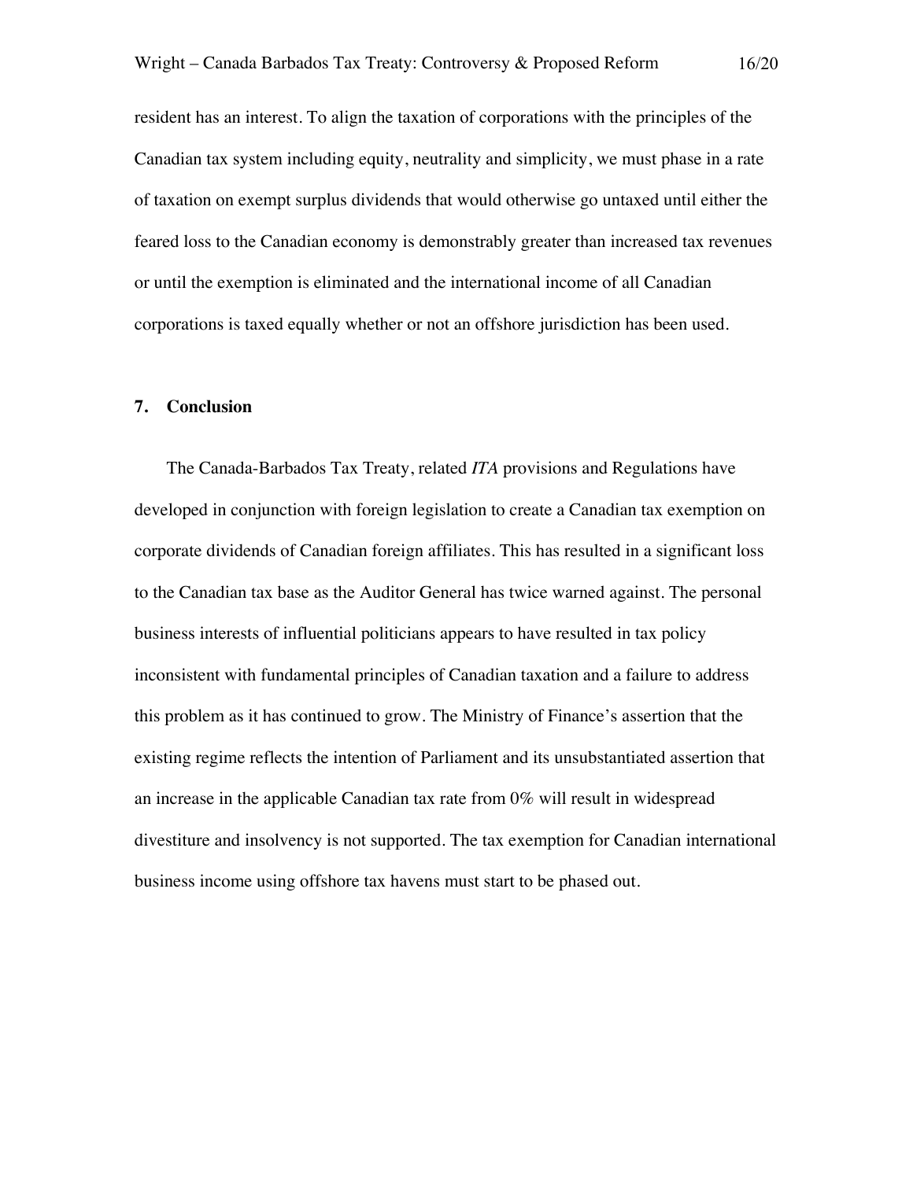resident has an interest. To align the taxation of corporations with the principles of the Canadian tax system including equity, neutrality and simplicity, we must phase in a rate of taxation on exempt surplus dividends that would otherwise go untaxed until either the feared loss to the Canadian economy is demonstrably greater than increased tax revenues or until the exemption is eliminated and the international income of all Canadian corporations is taxed equally whether or not an offshore jurisdiction has been used.

## 7. Conclusion

The Canada-Barbados Tax Treaty, related *ITA* provisions and Regulations have developed in conjunction with foreign legislation to create a Canadian tax exemption on corporate dividends of Canadian foreign affiliates. This has resulted in a significant loss to the Canadian tax base as the Auditor General has twice warned against. The personal business interests of influential politicians appears to have resulted in tax policy inconsistent with fundamental principles of Canadian taxation and a failure to address this problem as it has continued to grow. The Ministry of Finance's assertion that the existing regime reflects the intention of Parliament and its unsubstantiated assertion that an increase in the applicable Canadian tax rate from 0% will result in widespread divestiture and insolvency is not supported. The tax exemption for Canadian international business income using offshore tax havens must start to be phased out.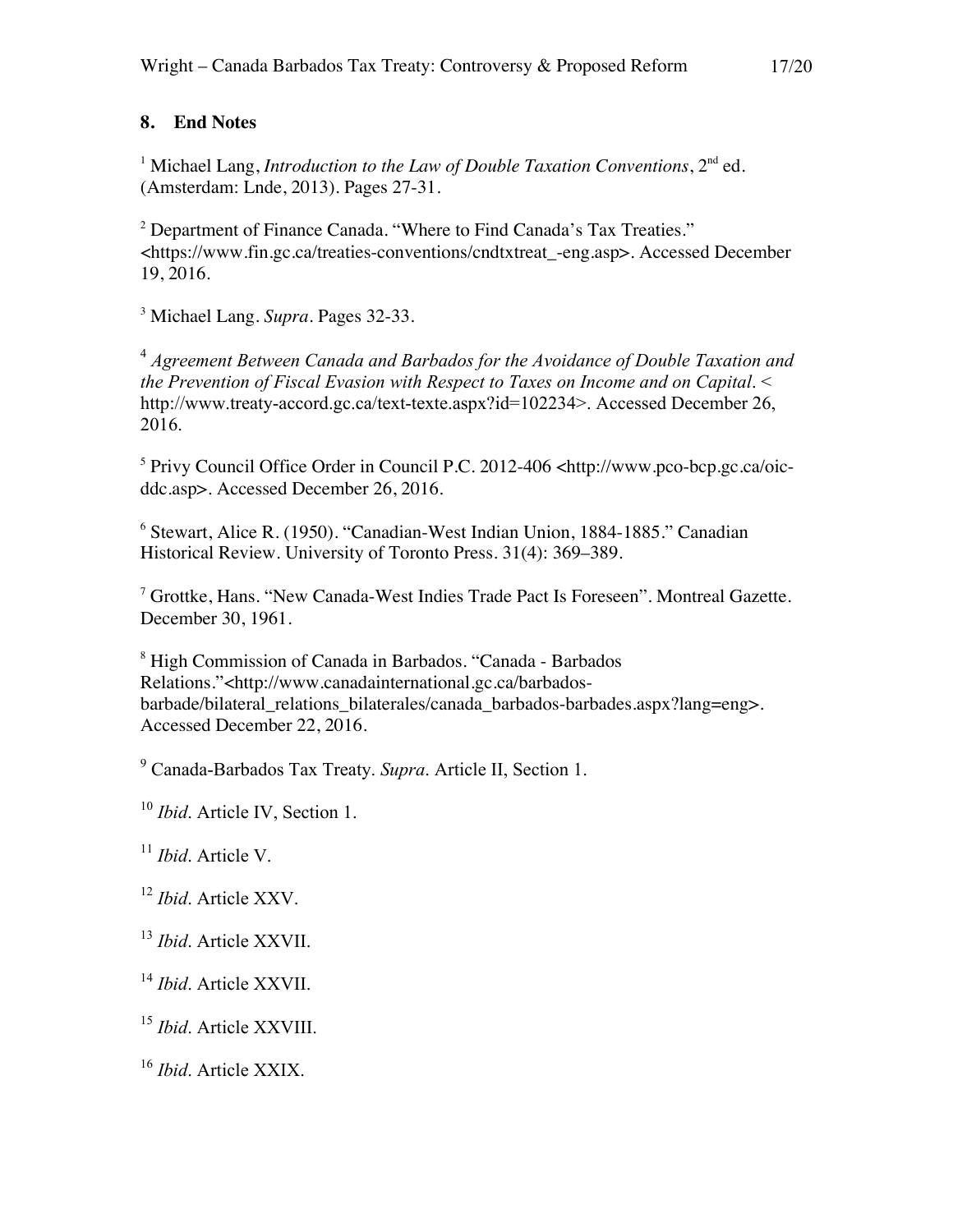## 8. End Notes

[1] Michael Lang, *Introduction to the Law of Double Taxation Conventions*, 2nd ed. (Amsterdam: Lnde, 2013). Pages 27-31.

[2] Department of Finance Canada. "Where to Find Canada's Tax Treaties." <https://www.fin.gc.ca/treaties-conventions/cndtxtreat_-eng.asp>. Accessed December 19, 2016.

[3] Michael Lang. *Supra*. Pages 32-33.

[4] *Agreement Between Canada and Barbados for the Avoidance of Double Taxation and the Prevention of Fiscal Evasion with Respect to Taxes on Income and on Capital*. < http://www.treaty-accord.gc.ca/text-texte.aspx?id=102234>. Accessed December 26, 2016.

[5] Privy Council Office Order in Council P.C. 2012-406 <http://www.pco-bcp.gc.ca/oic-ddc.asp>. Accessed December 26, 2016.

[6] Stewart, Alice R. (1950). "Canadian-West Indian Union, 1884-1885." Canadian Historical Review. University of Toronto Press. 31(4): 369–389.

[7] Grottke, Hans. "New Canada-West Indies Trade Pact Is Foreseen". Montreal Gazette. December 30, 1961.

[8] High Commission of Canada in Barbados. "Canada - Barbados Relations."<http://www.canadainternational.gc.ca/barbados-barbade/bilateral_relations_bilaterales/canada_barbados-barbades.aspx?lang=eng>. Accessed December 22, 2016.

[9] Canada-Barbados Tax Treaty. *Supra*. Article II, Section 1.

[10] *Ibid*. Article IV, Section 1.

[11] *Ibid*. Article V.

[12] *Ibid*. Article XXV.

[13] *Ibid*. Article XXVII.

[14] *Ibid*. Article XXVII.

[15] *Ibid*. Article XXVIII.

[16] *Ibid*. Article XXIX.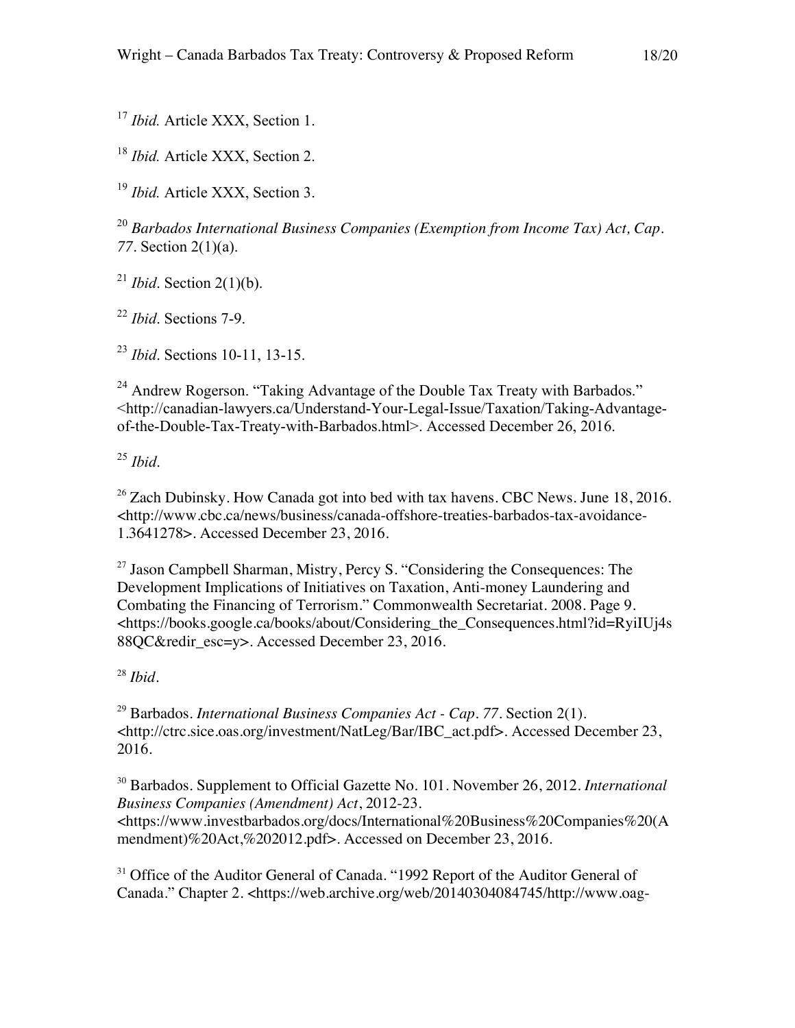[17] *Ibid.* Article XXX, Section 1.

[18] *Ibid.* Article XXX, Section 2.

[19] *Ibid.* Article XXX, Section 3.

[20] *Barbados International Business Companies (Exemption from Income Tax) Act, Cap. 77.* Section 2(1)(a).

[21] *Ibid.* Section 2(1)(b).

[22] *Ibid.* Sections 7-9.

[23] *Ibid.* Sections 10-11, 13-15.

[24] Andrew Rogerson. "Taking Advantage of the Double Tax Treaty with Barbados." <http://canadian-lawyers.ca/Understand-Your-Legal-Issue/Taxation/Taking-Advantage-of-the-Double-Tax-Treaty-with-Barbados.html>. Accessed December 26, 2016.

[25] *Ibid.*

[26] Zach Dubinsky. How Canada got into bed with tax havens. CBC News. June 18, 2016. <http://www.cbc.ca/news/business/canada-offshore-treaties-barbados-tax-avoidance-1.3641278>. Accessed December 23, 2016.

[27] Jason Campbell Sharman, Mistry, Percy S. "Considering the Consequences: The Development Implications of Initiatives on Taxation, Anti-money Laundering and Combating the Financing of Terrorism." Commonwealth Secretariat. 2008. Page 9. <https://books.google.ca/books/about/Considering_the_Consequences.html?id=RyiIUj4s88QC&redir_esc=y>. Accessed December 23, 2016.

[28] *Ibid.*

[29] Barbados. *International Business Companies Act - Cap. 77.* Section 2(1). <http://ctrc.sice.oas.org/investment/NatLeg/Bar/IBC_act.pdf>. Accessed December 23, 2016.

[30] Barbados. Supplement to Official Gazette No. 101. November 26, 2012. *International Business Companies (Amendment) Act*, 2012-23. <https://www.investbarbados.org/docs/International%20Business%20Companies%20(Amendment)%20Act,%202012.pdf>. Accessed on December 23, 2016.

[31] Office of the Auditor General of Canada. "1992 Report of the Auditor General of Canada." Chapter 2. <https://web.archive.org/web/20140304084745/http://www.oag-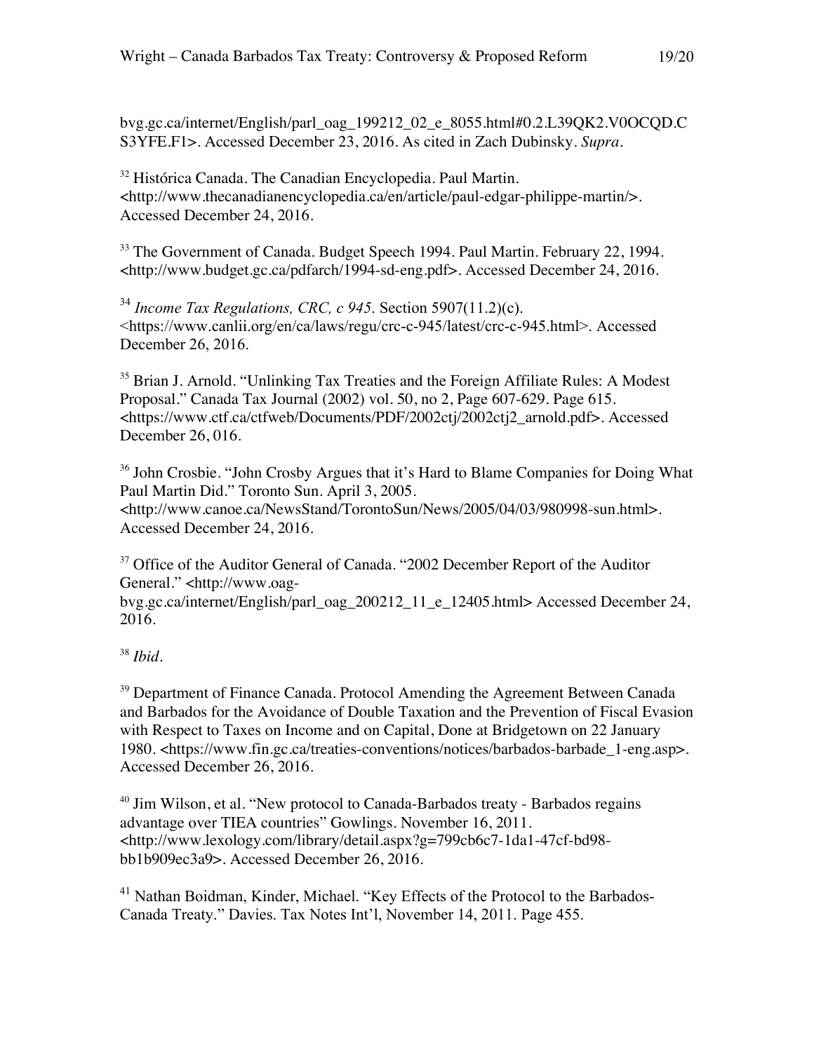bvg.gc.ca/internet/English/parl_oag_199212_02_e_8055.html#0.2.L39QK2.V0OCQD.CS3YFE.F1>. Accessed December 23, 2016. As cited in Zach Dubinsky. *Supra*.

[32] Histórica Canada. The Canadian Encyclopedia. Paul Martin. <http://www.thecanadianencyclopedia.ca/en/article/paul-edgar-philippe-martin/>. Accessed December 24, 2016.

[33] The Government of Canada. Budget Speech 1994. Paul Martin. February 22, 1994. <http://www.budget.gc.ca/pdfarch/1994-sd-eng.pdf>. Accessed December 24, 2016.

[34] *Income Tax Regulations, CRC, c 945*. Section 5907(11.2)(c). <https://www.canlii.org/en/ca/laws/regu/crc-c-945/latest/crc-c-945.html>. Accessed December 26, 2016.

[35] Brian J. Arnold. "Unlinking Tax Treaties and the Foreign Affiliate Rules: A Modest Proposal." Canada Tax Journal (2002) vol. 50, no 2, Page 607-629. Page 615. <https://www.ctf.ca/ctfweb/Documents/PDF/2002ctj/2002ctj2_arnold.pdf>. Accessed December 26, 016.

[36] John Crosbie. "John Crosby Argues that it's Hard to Blame Companies for Doing What Paul Martin Did." Toronto Sun. April 3, 2005. <http://www.canoe.ca/NewsStand/TorontoSun/News/2005/04/03/980998-sun.html>. Accessed December 24, 2016.

[37] Office of the Auditor General of Canada. "2002 December Report of the Auditor General." <http://www.oag-bvg.gc.ca/internet/English/parl_oag_200212_11_e_12405.html> Accessed December 24, 2016.

[38] *Ibid*.

[39] Department of Finance Canada. Protocol Amending the Agreement Between Canada and Barbados for the Avoidance of Double Taxation and the Prevention of Fiscal Evasion with Respect to Taxes on Income and on Capital, Done at Bridgetown on 22 January 1980. <https://www.fin.gc.ca/treaties-conventions/notices/barbados-barbade_1-eng.asp>. Accessed December 26, 2016.

[40] Jim Wilson, et al. "New protocol to Canada-Barbados treaty - Barbados regains advantage over TIEA countries" Gowlings. November 16, 2011. <http://www.lexology.com/library/detail.aspx?g=799cb6c7-1da1-47cf-bd98-bb1b909ec3a9>. Accessed December 26, 2016.

[41] Nathan Boidman, Kinder, Michael. "Key Effects of the Protocol to the Barbados-Canada Treaty." Davies. Tax Notes Int'l, November 14, 2011. Page 455.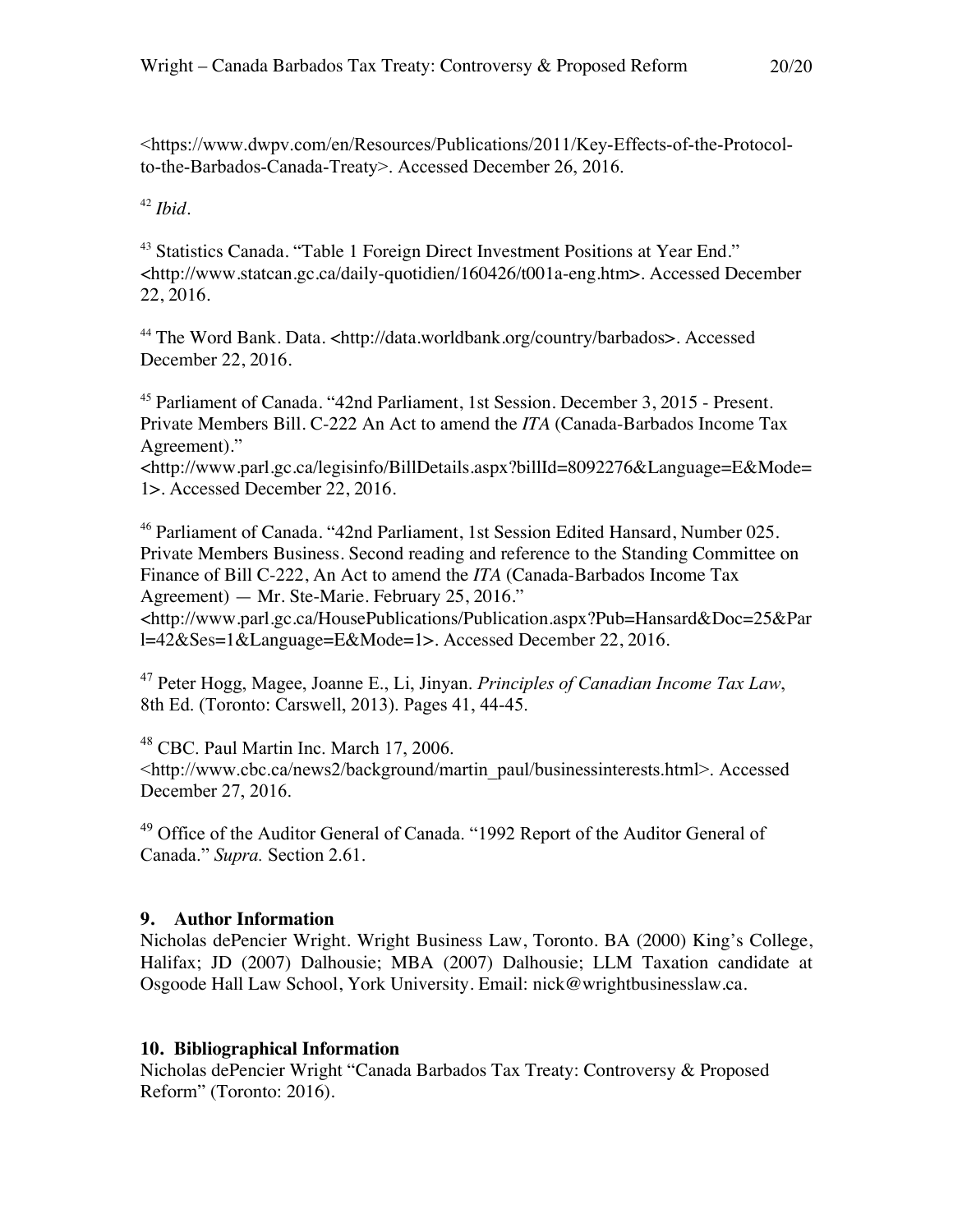<https://www.dwpv.com/en/Resources/Publications/2011/Key-Effects-of-the-Protocol-to-the-Barbados-Canada-Treaty>. Accessed December 26, 2016.

[42] *Ibid*.

[43] Statistics Canada. "Table 1 Foreign Direct Investment Positions at Year End." <http://www.statcan.gc.ca/daily-quotidien/160426/t001a-eng.htm>. Accessed December 22, 2016.

[44] The Word Bank. Data. <http://data.worldbank.org/country/barbados>. Accessed December 22, 2016.

[45] Parliament of Canada. "42nd Parliament, 1st Session. December 3, 2015 - Present. Private Members Bill. C-222 An Act to amend the *ITA* (Canada-Barbados Income Tax Agreement)." <http://www.parl.gc.ca/legisinfo/BillDetails.aspx?billId=8092276&Language=E&Mode=1>. Accessed December 22, 2016.

[46] Parliament of Canada. "42nd Parliament, 1st Session Edited Hansard, Number 025. Private Members Business. Second reading and reference to the Standing Committee on Finance of Bill C-222, An Act to amend the *ITA* (Canada-Barbados Income Tax Agreement) — Mr. Ste-Marie. February 25, 2016." <http://www.parl.gc.ca/HousePublications/Publication.aspx?Pub=Hansard&Doc=25&Parl=42&Ses=1&Language=E&Mode=1>. Accessed December 22, 2016.

[47] Peter Hogg, Magee, Joanne E., Li, Jinyan. *Principles of Canadian Income Tax Law*, 8th Ed. (Toronto: Carswell, 2013). Pages 41, 44-45.

[48] CBC. Paul Martin Inc. March 17, 2006. <http://www.cbc.ca/news2/background/martin_paul/businessinterests.html>. Accessed December 27, 2016.

[49] Office of the Auditor General of Canada. "1992 Report of the Auditor General of Canada." *Supra.* Section 2.61.

## 9. Author Information

Nicholas dePencier Wright. Wright Business Law, Toronto. BA (2000) King's College, Halifax; JD (2007) Dalhousie; MBA (2007) Dalhousie; LLM Taxation candidate at Osgoode Hall Law School, York University. Email: nick@wrightbusinesslaw.ca.

## 10. Bibliographical Information

Nicholas dePencier Wright "Canada Barbados Tax Treaty: Controversy & Proposed Reform" (Toronto: 2016).